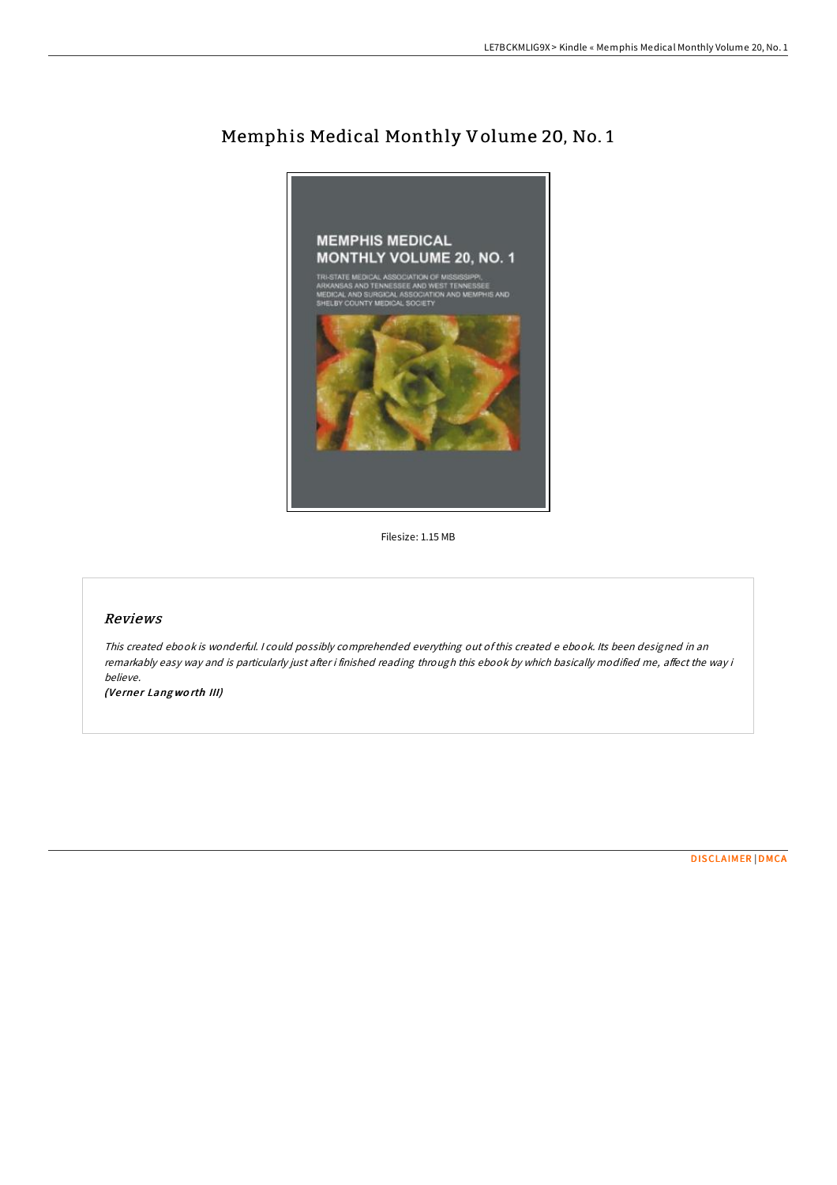# Memphis Medical Monthly Volume 20, No. 1

Filesize: 1.15 MB

## Reviews

*This created ebook is wonderful. I could possibly comprehended everything out of this created e ebook. Its been designed in an remarkably easy way and is particularly just after i finished reading through this ebook by which basically modified me, affect the way i believe.*

*(Verner Langworth III)*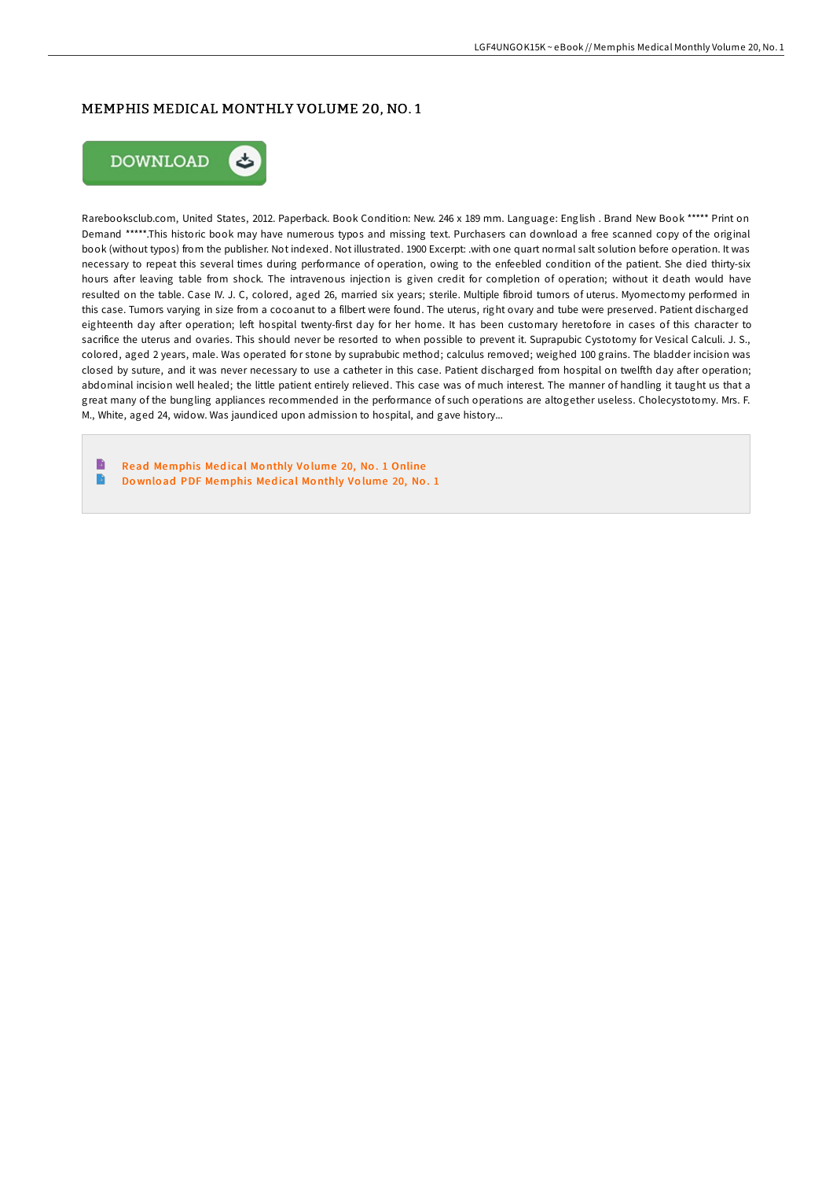# MEMPHIS MEDICAL MONTHLY VOLUME 20, NO. 1

DOWNLOAD

Rarebooksclub.com, United States, 2012. Paperback. Book Condition: New. 246 x 189 mm. Language: English . Brand New Book ***** Print on Demand *****.This historic book may have numerous typos and missing text. Purchasers can download a free scanned copy of the original book (without typos) from the publisher. Not indexed. Not illustrated. 1900 Excerpt: .with one quart normal salt solution before operation. It was necessary to repeat this several times during performance of operation, owing to the enfeebled condition of the patient. She died thirty-six hours after leaving table from shock. The intravenous injection is given credit for completion of operation; without it death would have resulted on the table. Case IV. J. C, colored, aged 26, married six years; sterile. Multiple fibroid tumors of uterus. Myomectomy performed in this case. Tumors varying in size from a cocoanut to a filbert were found. The uterus, right ovary and tube were preserved. Patient discharged eighteenth day after operation; left hospital twenty-first day for her home. It has been customary heretofore in cases of this character to sacrifice the uterus and ovaries. This should never be resorted to when possible to prevent it. Suprapubic Cystotomy for Vesical Calculi. J. S., colored, aged 2 years, male. Was operated for stone by suprabubic method; calculus removed; weighed 100 grains. The bladder incision was closed by suture, and it was never necessary to use a catheter in this case. Patient discharged from hospital on twelfth day after operation; abdominal incision well healed; the little patient entirely relieved. This case was of much interest. The manner of handling it taught us that a great many of the bungling appliances recommended in the performance of such operations are altogether useless. Cholecystotomy. Mrs. F. M., White, aged 24, widow. Was jaundiced upon admission to hospital, and gave history...

- Read Memphis Medical Monthly Volume 20, No. 1 Online
- Download PDF Memphis Medical Monthly Volume 20, No. 1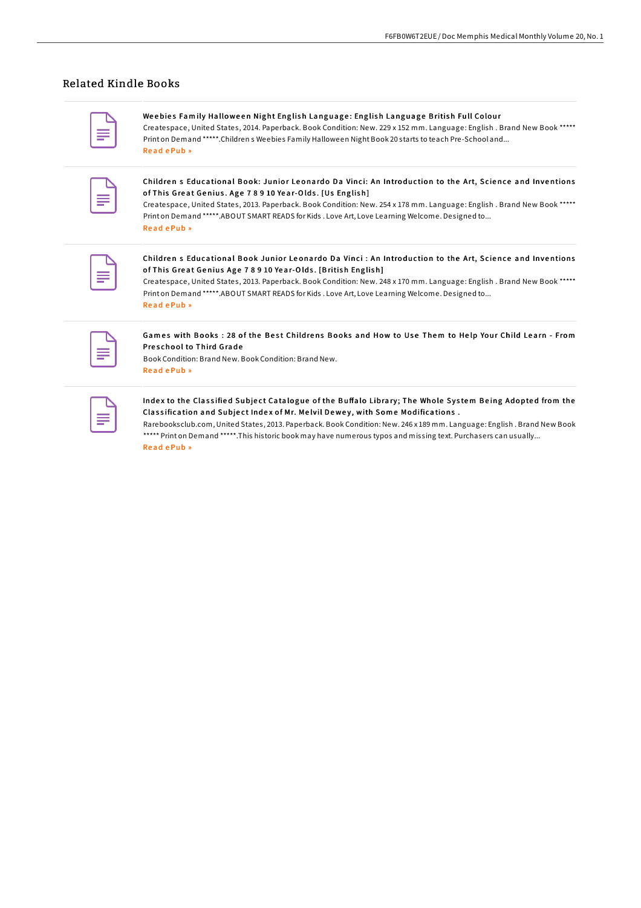## Related Kindle Books

**Weebies Family Halloween Night English Language: English Language British Full Colour**

Createspace, United States, 2014. Paperback. Book Condition: New. 229 x 152 mm. Language: English . Brand New Book ***** Print on Demand *****.Children s Weebies Family Halloween Night Book 20 starts to teach Pre-School and...

Read ePub »

**Children s Educational Book: Junior Leonardo Da Vinci: An Introduction to the Art, Science and Inventions of This Great Genius. Age 7 8 9 10 Year-Olds. [Us English]**

Createspace, United States, 2013. Paperback. Book Condition: New. 254 x 178 mm. Language: English . Brand New Book ***** Print on Demand *****.ABOUT SMART READS for Kids . Love Art, Love Learning Welcome. Designed to...

Read ePub »

**Children s Educational Book Junior Leonardo Da Vinci : An Introduction to the Art, Science and Inventions of This Great Genius Age 7 8 9 10 Year-Olds. [British English]**

Createspace, United States, 2013. Paperback. Book Condition: New. 248 x 170 mm. Language: English . Brand New Book ***** Print on Demand *****.ABOUT SMART READS for Kids . Love Art, Love Learning Welcome. Designed to...

Read ePub »

**Games with Books : 28 of the Best Childrens Books and How to Use Them to Help Your Child Learn - From Preschool to Third Grade**

Book Condition: Brand New. Book Condition: Brand New.

Read ePub »

**Index to the Classified Subject Catalogue of the Buffalo Library; The Whole System Being Adopted from the Classification and Subject Index of Mr. Melvil Dewey, with Some Modifications .**

Rarebooksclub.com, United States, 2013. Paperback. Book Condition: New. 246 x 189 mm. Language: English . Brand New Book ***** Print on Demand *****.This historic book may have numerous typos and missing text. Purchasers can usually...

Read ePub »